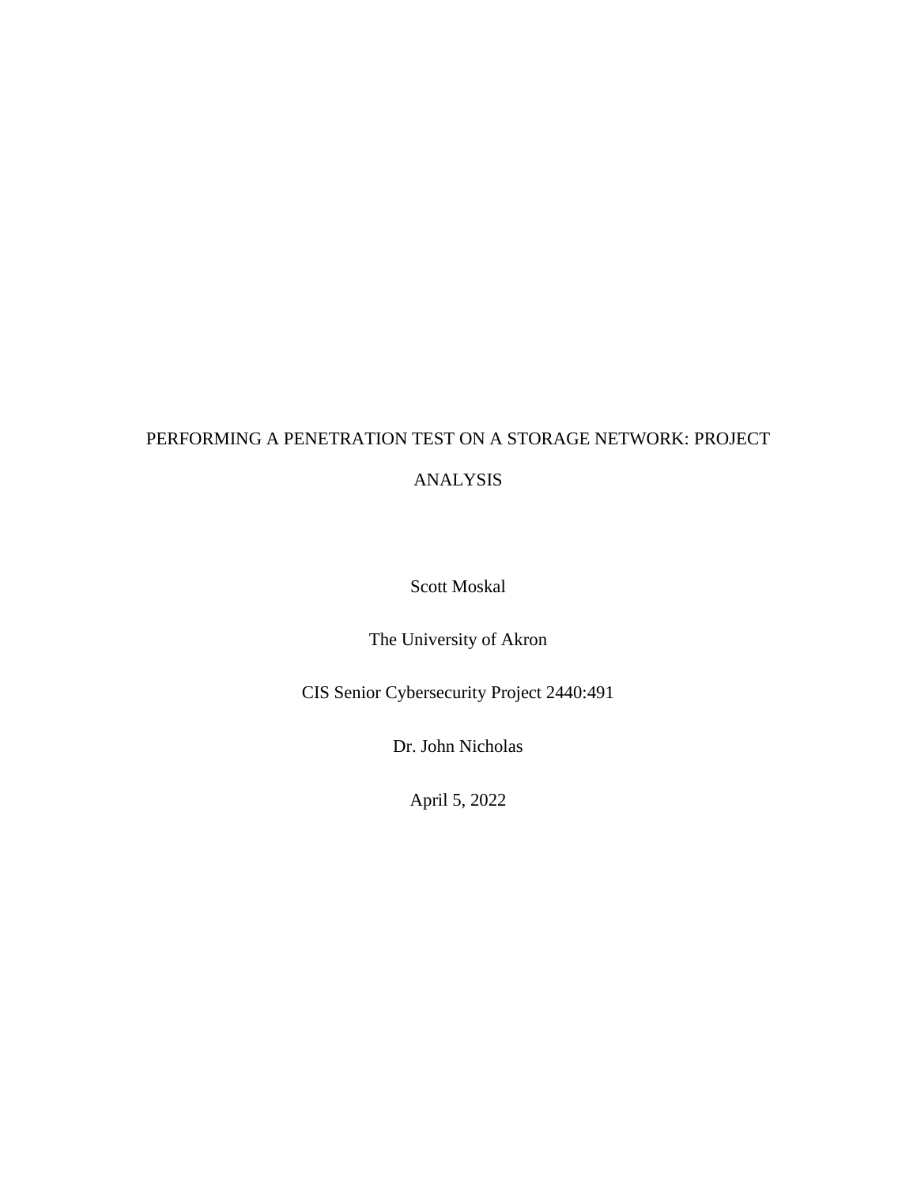# PERFORMING A PENETRATION TEST ON A STORAGE NETWORK: PROJECT ANALYSIS

Scott Moskal

The University of Akron

CIS Senior Cybersecurity Project 2440:491

Dr. John Nicholas

April 5, 2022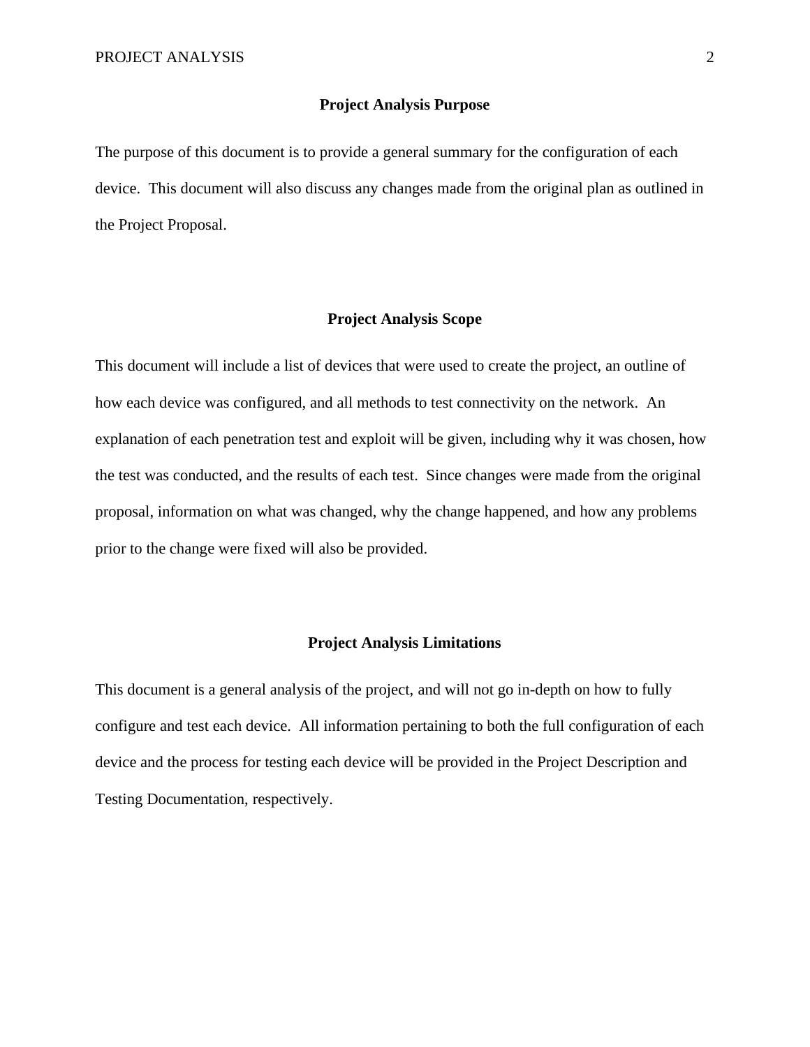## Project Analysis Purpose

The purpose of this document is to provide a general summary for the configuration of each device. This document will also discuss any changes made from the original plan as outlined in the Project Proposal.

## Project Analysis Scope

This document will include a list of devices that were used to create the project, an outline of how each device was configured, and all methods to test connectivity on the network. An explanation of each penetration test and exploit will be given, including why it was chosen, how the test was conducted, and the results of each test. Since changes were made from the original proposal, information on what was changed, why the change happened, and how any problems prior to the change were fixed will also be provided.

## Project Analysis Limitations

This document is a general analysis of the project, and will not go in-depth on how to fully configure and test each device. All information pertaining to both the full configuration of each device and the process for testing each device will be provided in the Project Description and Testing Documentation, respectively.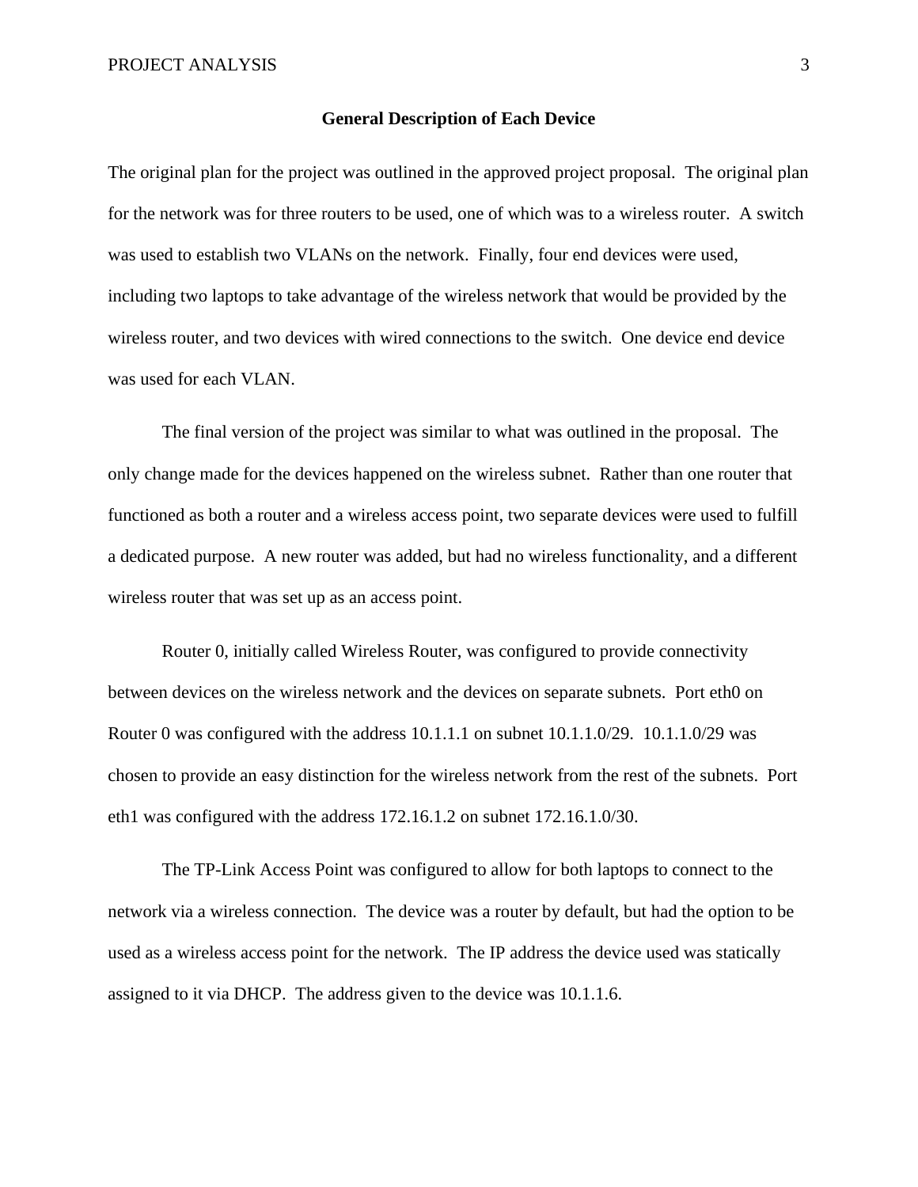## General Description of Each Device

The original plan for the project was outlined in the approved project proposal. The original plan for the network was for three routers to be used, one of which was to a wireless router. A switch was used to establish two VLANs on the network. Finally, four end devices were used, including two laptops to take advantage of the wireless network that would be provided by the wireless router, and two devices with wired connections to the switch. One device end device was used for each VLAN.

The final version of the project was similar to what was outlined in the proposal. The only change made for the devices happened on the wireless subnet. Rather than one router that functioned as both a router and a wireless access point, two separate devices were used to fulfill a dedicated purpose. A new router was added, but had no wireless functionality, and a different wireless router that was set up as an access point.

Router 0, initially called Wireless Router, was configured to provide connectivity between devices on the wireless network and the devices on separate subnets. Port eth0 on Router 0 was configured with the address 10.1.1.1 on subnet 10.1.1.0/29. 10.1.1.0/29 was chosen to provide an easy distinction for the wireless network from the rest of the subnets. Port eth1 was configured with the address 172.16.1.2 on subnet 172.16.1.0/30.

The TP-Link Access Point was configured to allow for both laptops to connect to the network via a wireless connection. The device was a router by default, but had the option to be used as a wireless access point for the network. The IP address the device used was statically assigned to it via DHCP. The address given to the device was 10.1.1.6.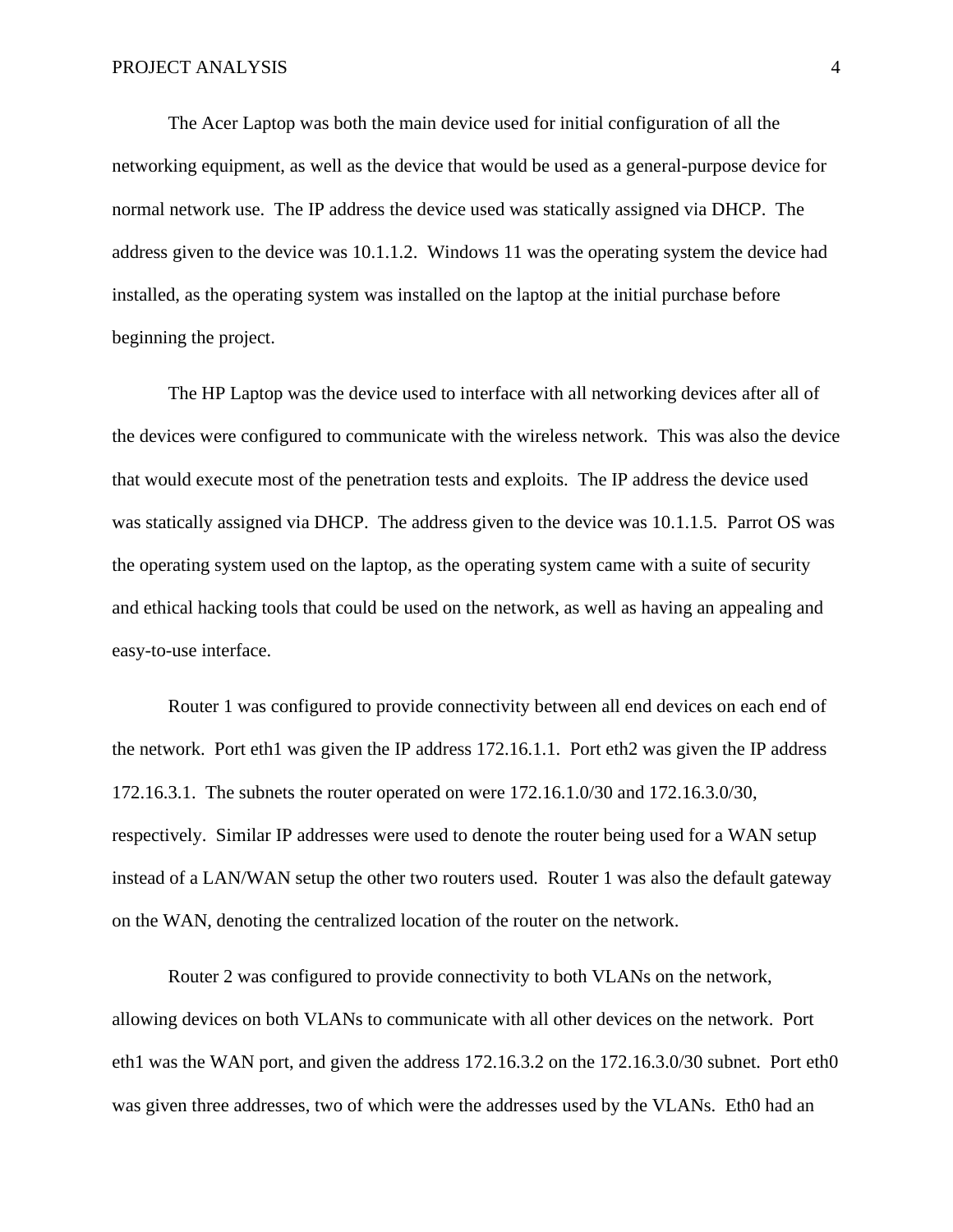The Acer Laptop was both the main device used for initial configuration of all the networking equipment, as well as the device that would be used as a general-purpose device for normal network use. The IP address the device used was statically assigned via DHCP. The address given to the device was 10.1.1.2. Windows 11 was the operating system the device had installed, as the operating system was installed on the laptop at the initial purchase before beginning the project.

The HP Laptop was the device used to interface with all networking devices after all of the devices were configured to communicate with the wireless network. This was also the device that would execute most of the penetration tests and exploits. The IP address the device used was statically assigned via DHCP. The address given to the device was 10.1.1.5. Parrot OS was the operating system used on the laptop, as the operating system came with a suite of security and ethical hacking tools that could be used on the network, as well as having an appealing and easy-to-use interface.

Router 1 was configured to provide connectivity between all end devices on each end of the network. Port eth1 was given the IP address 172.16.1.1. Port eth2 was given the IP address 172.16.3.1. The subnets the router operated on were 172.16.1.0/30 and 172.16.3.0/30, respectively. Similar IP addresses were used to denote the router being used for a WAN setup instead of a LAN/WAN setup the other two routers used. Router 1 was also the default gateway on the WAN, denoting the centralized location of the router on the network.

Router 2 was configured to provide connectivity to both VLANs on the network, allowing devices on both VLANs to communicate with all other devices on the network. Port eth1 was the WAN port, and given the address 172.16.3.2 on the 172.16.3.0/30 subnet. Port eth0 was given three addresses, two of which were the addresses used by the VLANs. Eth0 had an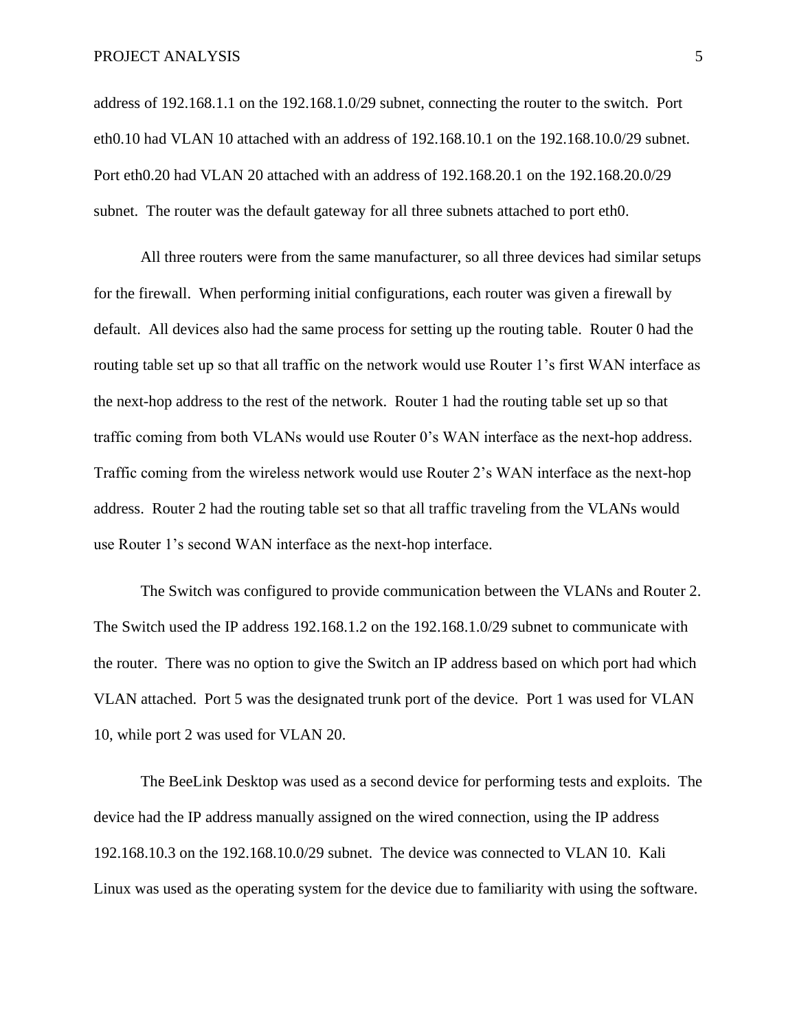address of 192.168.1.1 on the 192.168.1.0/29 subnet, connecting the router to the switch. Port eth0.10 had VLAN 10 attached with an address of 192.168.10.1 on the 192.168.10.0/29 subnet. Port eth0.20 had VLAN 20 attached with an address of 192.168.20.1 on the 192.168.20.0/29 subnet. The router was the default gateway for all three subnets attached to port eth0.

All three routers were from the same manufacturer, so all three devices had similar setups for the firewall. When performing initial configurations, each router was given a firewall by default. All devices also had the same process for setting up the routing table. Router 0 had the routing table set up so that all traffic on the network would use Router 1's first WAN interface as the next-hop address to the rest of the network. Router 1 had the routing table set up so that traffic coming from both VLANs would use Router 0's WAN interface as the next-hop address. Traffic coming from the wireless network would use Router 2's WAN interface as the next-hop address. Router 2 had the routing table set so that all traffic traveling from the VLANs would use Router 1's second WAN interface as the next-hop interface.

The Switch was configured to provide communication between the VLANs and Router 2. The Switch used the IP address 192.168.1.2 on the 192.168.1.0/29 subnet to communicate with the router. There was no option to give the Switch an IP address based on which port had which VLAN attached. Port 5 was the designated trunk port of the device. Port 1 was used for VLAN 10, while port 2 was used for VLAN 20.

The BeeLink Desktop was used as a second device for performing tests and exploits. The device had the IP address manually assigned on the wired connection, using the IP address 192.168.10.3 on the 192.168.10.0/29 subnet. The device was connected to VLAN 10. Kali Linux was used as the operating system for the device due to familiarity with using the software.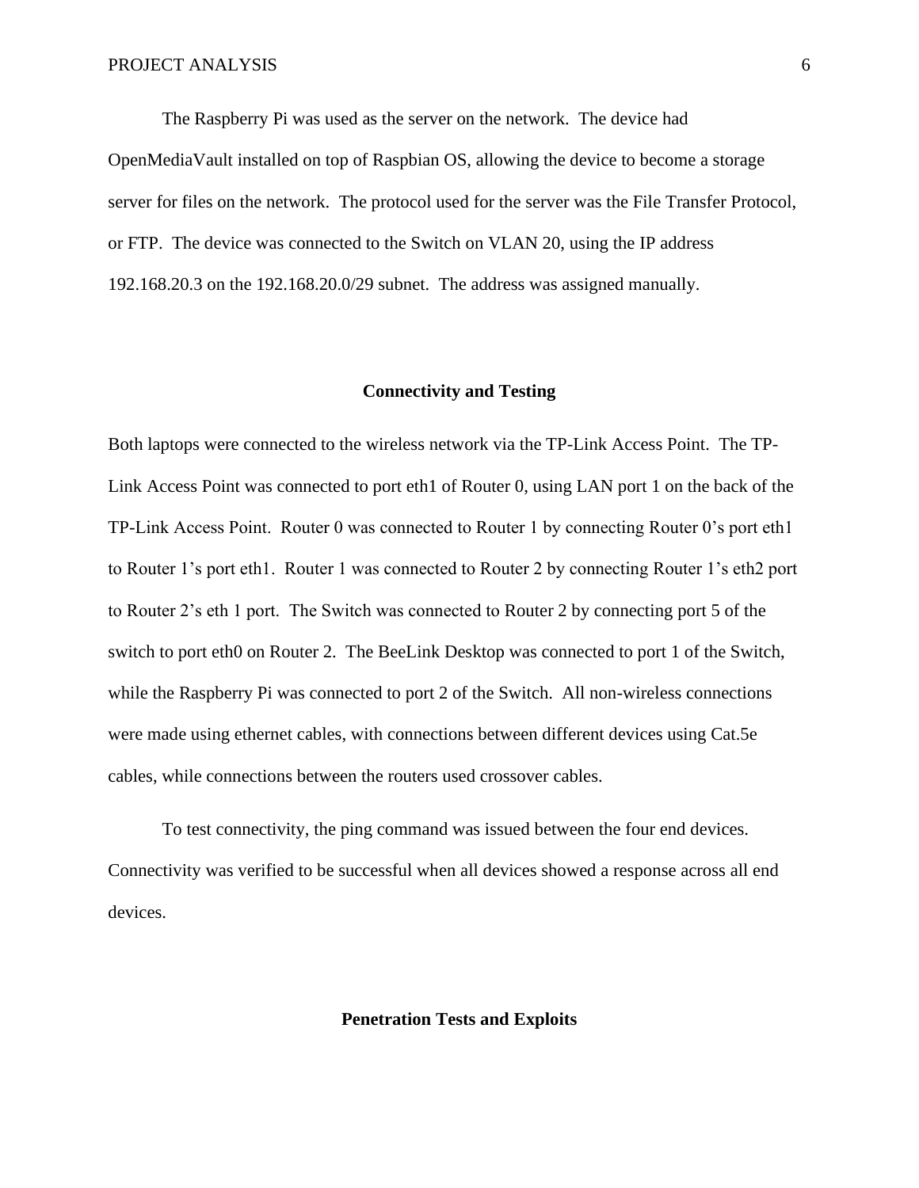The Raspberry Pi was used as the server on the network. The device had OpenMediaVault installed on top of Raspbian OS, allowing the device to become a storage server for files on the network. The protocol used for the server was the File Transfer Protocol, or FTP. The device was connected to the Switch on VLAN 20, using the IP address 192.168.20.3 on the 192.168.20.0/29 subnet. The address was assigned manually.

## Connectivity and Testing

Both laptops were connected to the wireless network via the TP-Link Access Point. The TP-Link Access Point was connected to port eth1 of Router 0, using LAN port 1 on the back of the TP-Link Access Point. Router 0 was connected to Router 1 by connecting Router 0's port eth1 to Router 1's port eth1. Router 1 was connected to Router 2 by connecting Router 1's eth2 port to Router 2's eth 1 port. The Switch was connected to Router 2 by connecting port 5 of the switch to port eth0 on Router 2. The BeeLink Desktop was connected to port 1 of the Switch, while the Raspberry Pi was connected to port 2 of the Switch. All non-wireless connections were made using ethernet cables, with connections between different devices using Cat.5e cables, while connections between the routers used crossover cables.

To test connectivity, the ping command was issued between the four end devices. Connectivity was verified to be successful when all devices showed a response across all end devices.

## Penetration Tests and Exploits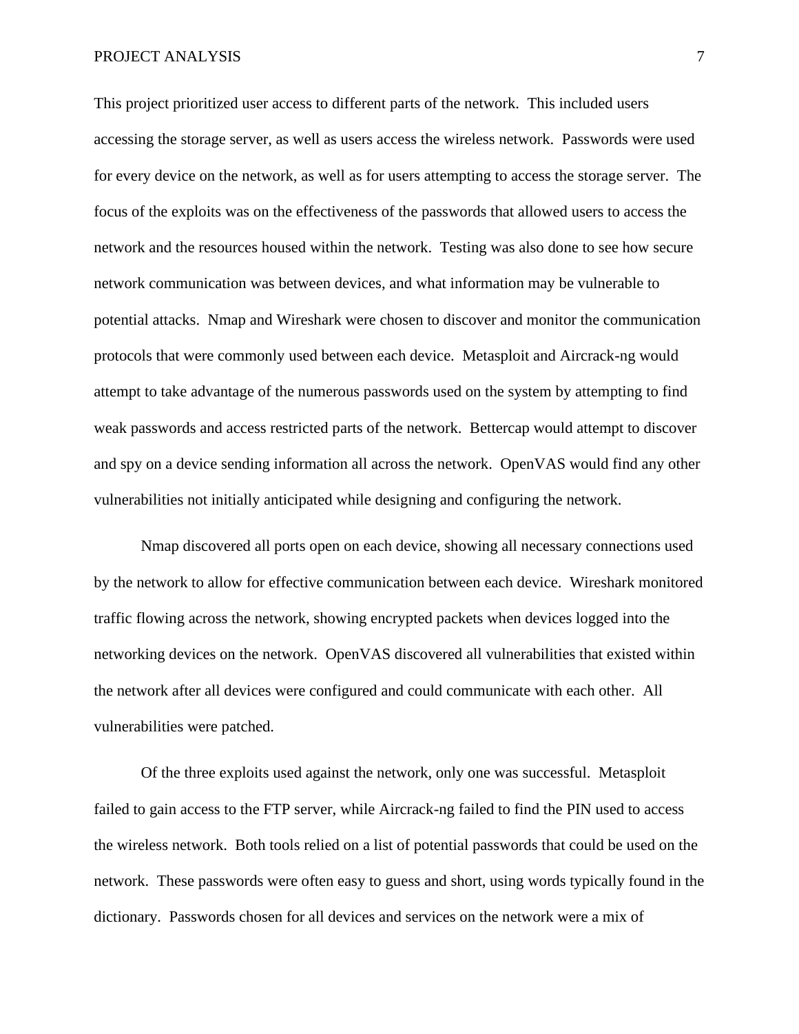This project prioritized user access to different parts of the network. This included users accessing the storage server, as well as users access the wireless network. Passwords were used for every device on the network, as well as for users attempting to access the storage server. The focus of the exploits was on the effectiveness of the passwords that allowed users to access the network and the resources housed within the network. Testing was also done to see how secure network communication was between devices, and what information may be vulnerable to potential attacks. Nmap and Wireshark were chosen to discover and monitor the communication protocols that were commonly used between each device. Metasploit and Aircrack-ng would attempt to take advantage of the numerous passwords used on the system by attempting to find weak passwords and access restricted parts of the network. Bettercap would attempt to discover and spy on a device sending information all across the network. OpenVAS would find any other vulnerabilities not initially anticipated while designing and configuring the network.

Nmap discovered all ports open on each device, showing all necessary connections used by the network to allow for effective communication between each device. Wireshark monitored traffic flowing across the network, showing encrypted packets when devices logged into the networking devices on the network. OpenVAS discovered all vulnerabilities that existed within the network after all devices were configured and could communicate with each other. All vulnerabilities were patched.

Of the three exploits used against the network, only one was successful. Metasploit failed to gain access to the FTP server, while Aircrack-ng failed to find the PIN used to access the wireless network. Both tools relied on a list of potential passwords that could be used on the network. These passwords were often easy to guess and short, using words typically found in the dictionary. Passwords chosen for all devices and services on the network were a mix of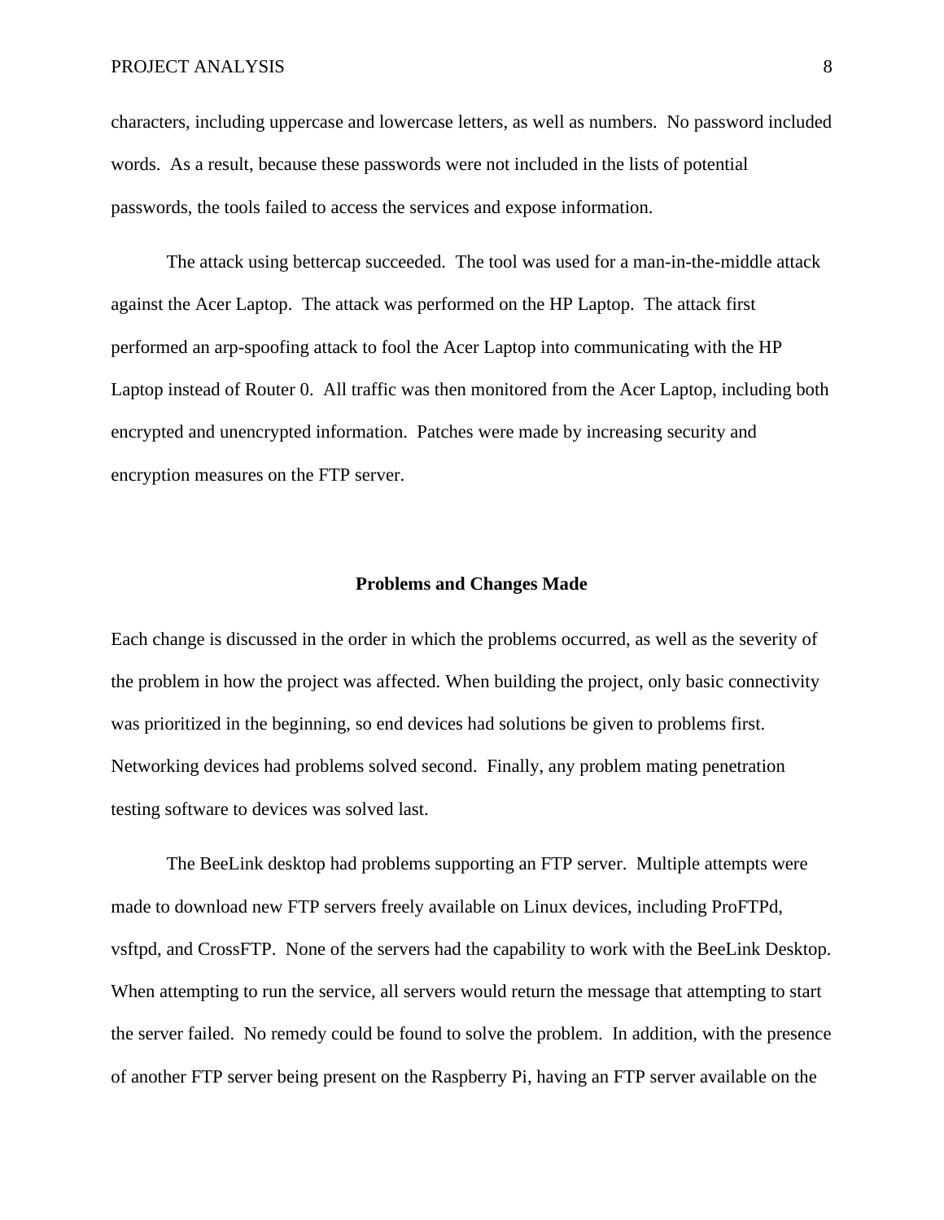characters, including uppercase and lowercase letters, as well as numbers.  No password included words.  As a result, because these passwords were not included in the lists of potential passwords, the tools failed to access the services and expose information.

The attack using bettercap succeeded.  The tool was used for a man-in-the-middle attack against the Acer Laptop.  The attack was performed on the HP Laptop.  The attack first performed an arp-spoofing attack to fool the Acer Laptop into communicating with the HP Laptop instead of Router 0.  All traffic was then monitored from the Acer Laptop, including both encrypted and unencrypted information.  Patches were made by increasing security and encryption measures on the FTP server.

## Problems and Changes Made

Each change is discussed in the order in which the problems occurred, as well as the severity of the problem in how the project was affected. When building the project, only basic connectivity was prioritized in the beginning, so end devices had solutions be given to problems first. Networking devices had problems solved second.  Finally, any problem mating penetration testing software to devices was solved last.

The BeeLink desktop had problems supporting an FTP server.  Multiple attempts were made to download new FTP servers freely available on Linux devices, including ProFTPd, vsftpd, and CrossFTP.  None of the servers had the capability to work with the BeeLink Desktop. When attempting to run the service, all servers would return the message that attempting to start the server failed.  No remedy could be found to solve the problem.  In addition, with the presence of another FTP server being present on the Raspberry Pi, having an FTP server available on the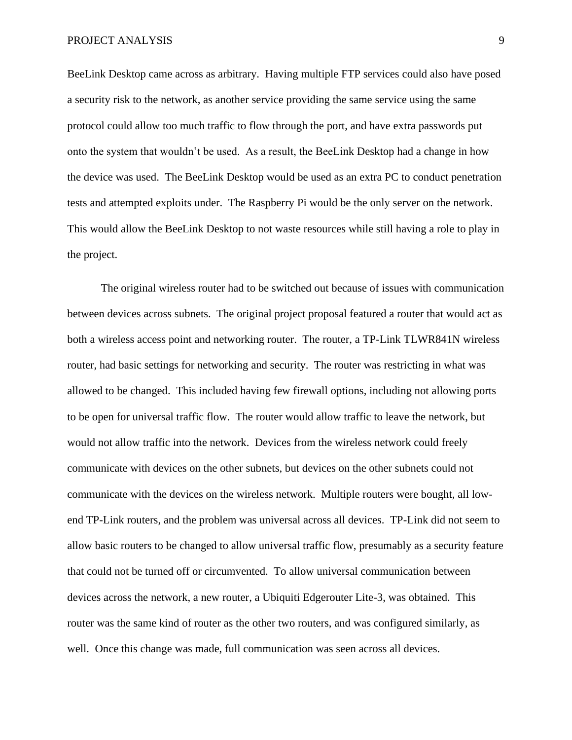BeeLink Desktop came across as arbitrary. Having multiple FTP services could also have posed a security risk to the network, as another service providing the same service using the same protocol could allow too much traffic to flow through the port, and have extra passwords put onto the system that wouldn't be used. As a result, the BeeLink Desktop had a change in how the device was used. The BeeLink Desktop would be used as an extra PC to conduct penetration tests and attempted exploits under. The Raspberry Pi would be the only server on the network. This would allow the BeeLink Desktop to not waste resources while still having a role to play in the project.

The original wireless router had to be switched out because of issues with communication between devices across subnets. The original project proposal featured a router that would act as both a wireless access point and networking router. The router, a TP-Link TLWR841N wireless router, had basic settings for networking and security. The router was restricting in what was allowed to be changed. This included having few firewall options, including not allowing ports to be open for universal traffic flow. The router would allow traffic to leave the network, but would not allow traffic into the network. Devices from the wireless network could freely communicate with devices on the other subnets, but devices on the other subnets could not communicate with the devices on the wireless network. Multiple routers were bought, all low-end TP-Link routers, and the problem was universal across all devices. TP-Link did not seem to allow basic routers to be changed to allow universal traffic flow, presumably as a security feature that could not be turned off or circumvented. To allow universal communication between devices across the network, a new router, a Ubiquiti Edgerouter Lite-3, was obtained. This router was the same kind of router as the other two routers, and was configured similarly, as well. Once this change was made, full communication was seen across all devices.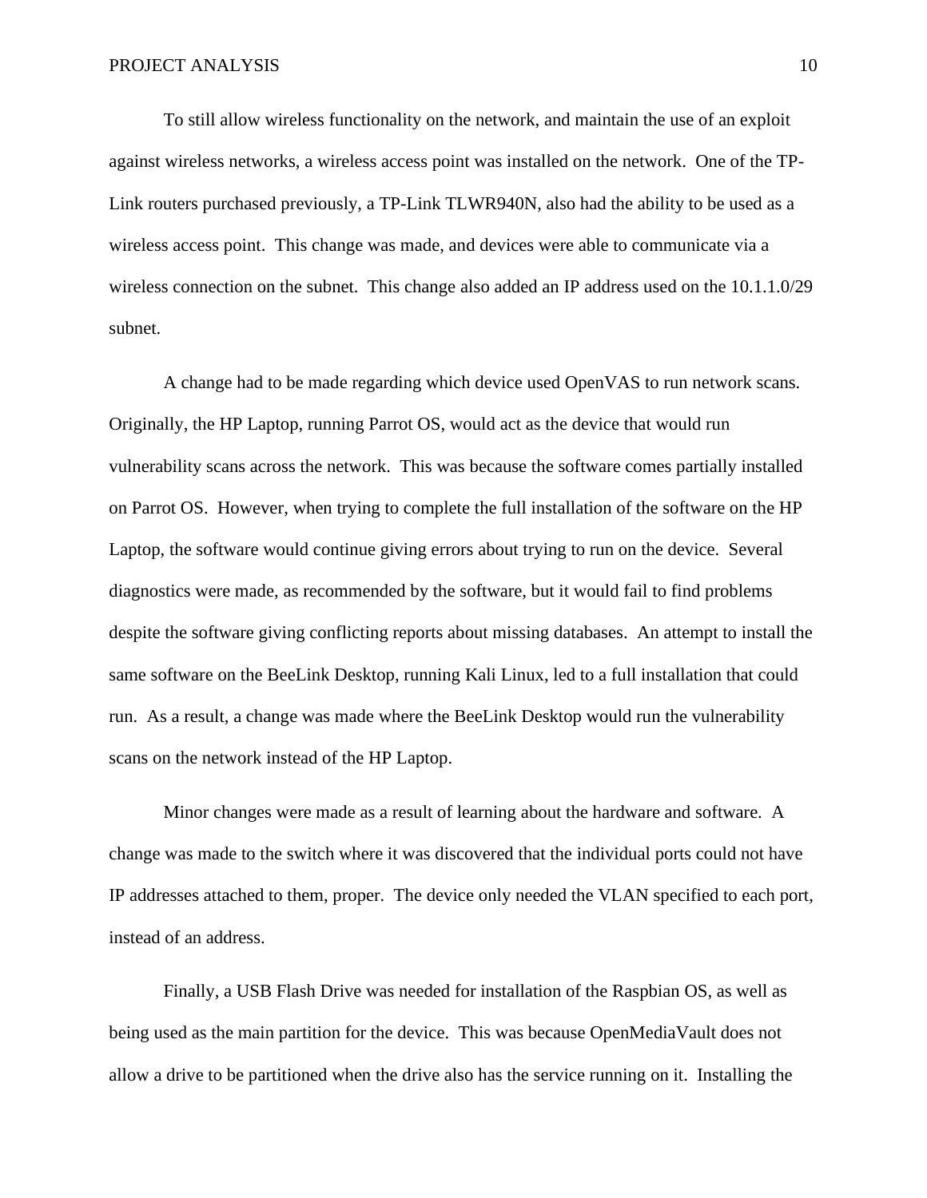To still allow wireless functionality on the network, and maintain the use of an exploit against wireless networks, a wireless access point was installed on the network. One of the TP-Link routers purchased previously, a TP-Link TLWR940N, also had the ability to be used as a wireless access point. This change was made, and devices were able to communicate via a wireless connection on the subnet. This change also added an IP address used on the 10.1.1.0/29 subnet.

A change had to be made regarding which device used OpenVAS to run network scans. Originally, the HP Laptop, running Parrot OS, would act as the device that would run vulnerability scans across the network. This was because the software comes partially installed on Parrot OS. However, when trying to complete the full installation of the software on the HP Laptop, the software would continue giving errors about trying to run on the device. Several diagnostics were made, as recommended by the software, but it would fail to find problems despite the software giving conflicting reports about missing databases. An attempt to install the same software on the BeeLink Desktop, running Kali Linux, led to a full installation that could run. As a result, a change was made where the BeeLink Desktop would run the vulnerability scans on the network instead of the HP Laptop.

Minor changes were made as a result of learning about the hardware and software. A change was made to the switch where it was discovered that the individual ports could not have IP addresses attached to them, proper. The device only needed the VLAN specified to each port, instead of an address.

Finally, a USB Flash Drive was needed for installation of the Raspbian OS, as well as being used as the main partition for the device. This was because OpenMediaVault does not allow a drive to be partitioned when the drive also has the service running on it. Installing the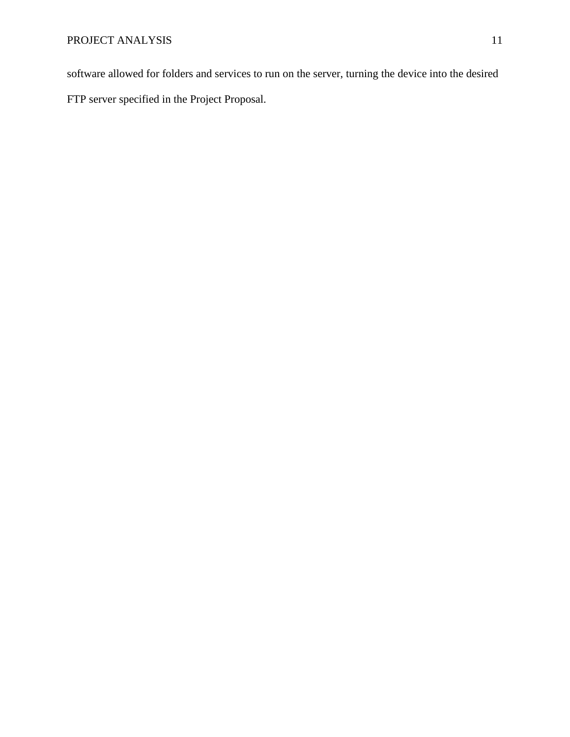software allowed for folders and services to run on the server, turning the device into the desired FTP server specified in the Project Proposal.